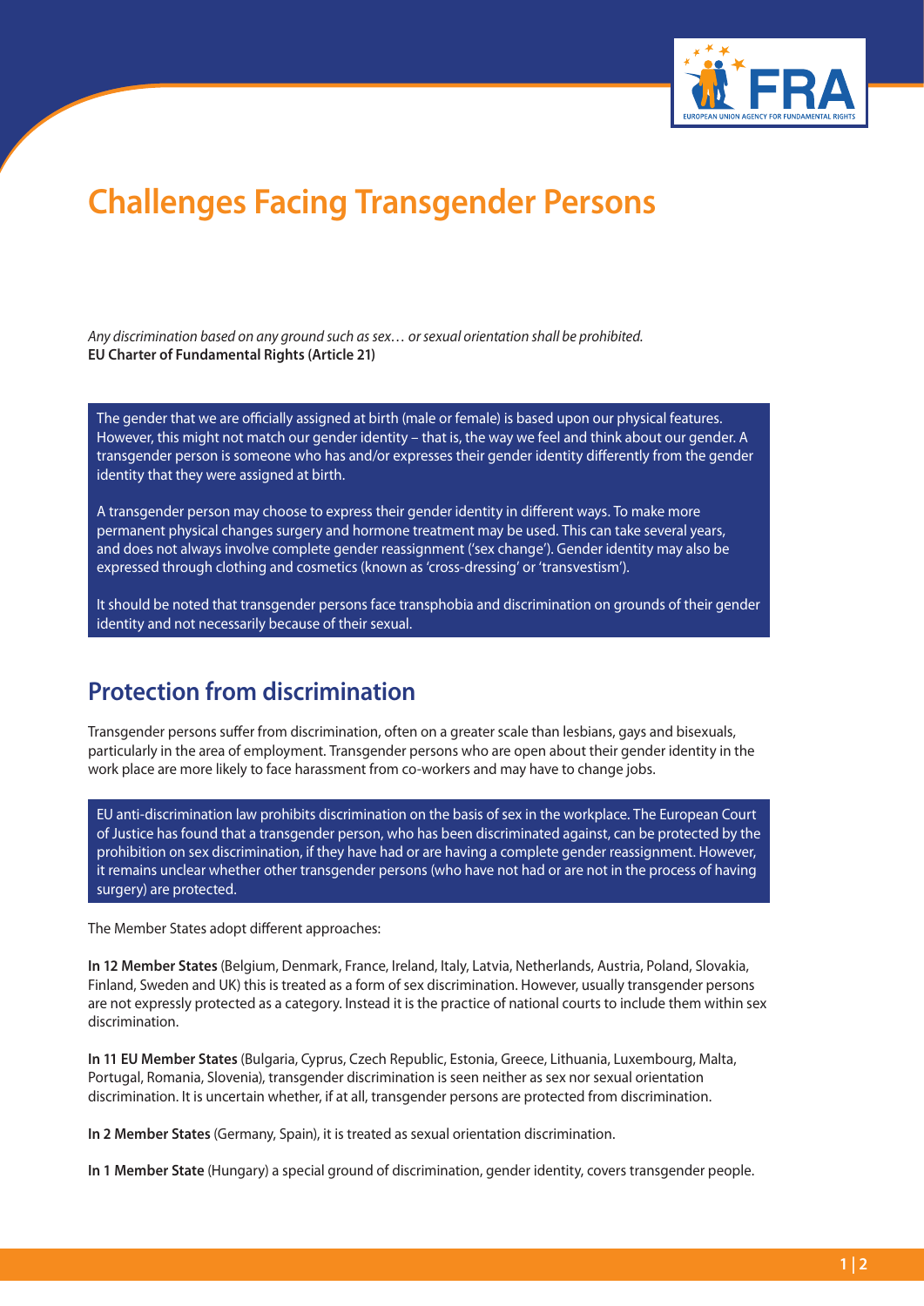# Challenges Facing Transgender Persons

*Any discrimination based on any ground such as sex… or sexual orientation shall be prohibited.*
**EU Charter of Fundamental Rights (Article 21)**

The gender that we are officially assigned at birth (male or female) is based upon our physical features. However, this might not match our gender identity – that is, the way we feel and think about our gender. A transgender person is someone who has and/or expresses their gender identity differently from the gender identity that they were assigned at birth.

A transgender person may choose to express their gender identity in different ways. To make more permanent physical changes surgery and hormone treatment may be used. This can take several years, and does not always involve complete gender reassignment ('sex change'). Gender identity may also be expressed through clothing and cosmetics (known as 'cross-dressing' or 'transvestism').

It should be noted that transgender persons face transphobia and discrimination on grounds of their gender identity and not necessarily because of their sexual.

## Protection from discrimination

Transgender persons suffer from discrimination, often on a greater scale than lesbians, gays and bisexuals, particularly in the area of employment. Transgender persons who are open about their gender identity in the work place are more likely to face harassment from co-workers and may have to change jobs.

EU anti-discrimination law prohibits discrimination on the basis of sex in the workplace. The European Court of Justice has found that a transgender person, who has been discriminated against, can be protected by the prohibition on sex discrimination, if they have had or are having a complete gender reassignment. However, it remains unclear whether other transgender persons (who have not had or are not in the process of having surgery) are protected.

The Member States adopt different approaches:

**In 12 Member States** (Belgium, Denmark, France, Ireland, Italy, Latvia, Netherlands, Austria, Poland, Slovakia, Finland, Sweden and UK) this is treated as a form of sex discrimination. However, usually transgender persons are not expressly protected as a category. Instead it is the practice of national courts to include them within sex discrimination.

**In 11 EU Member States** (Bulgaria, Cyprus, Czech Republic, Estonia, Greece, Lithuania, Luxembourg, Malta, Portugal, Romania, Slovenia), transgender discrimination is seen neither as sex nor sexual orientation discrimination. It is uncertain whether, if at all, transgender persons are protected from discrimination.

**In 2 Member States** (Germany, Spain), it is treated as sexual orientation discrimination.

**In 1 Member State** (Hungary) a special ground of discrimination, gender identity, covers transgender people.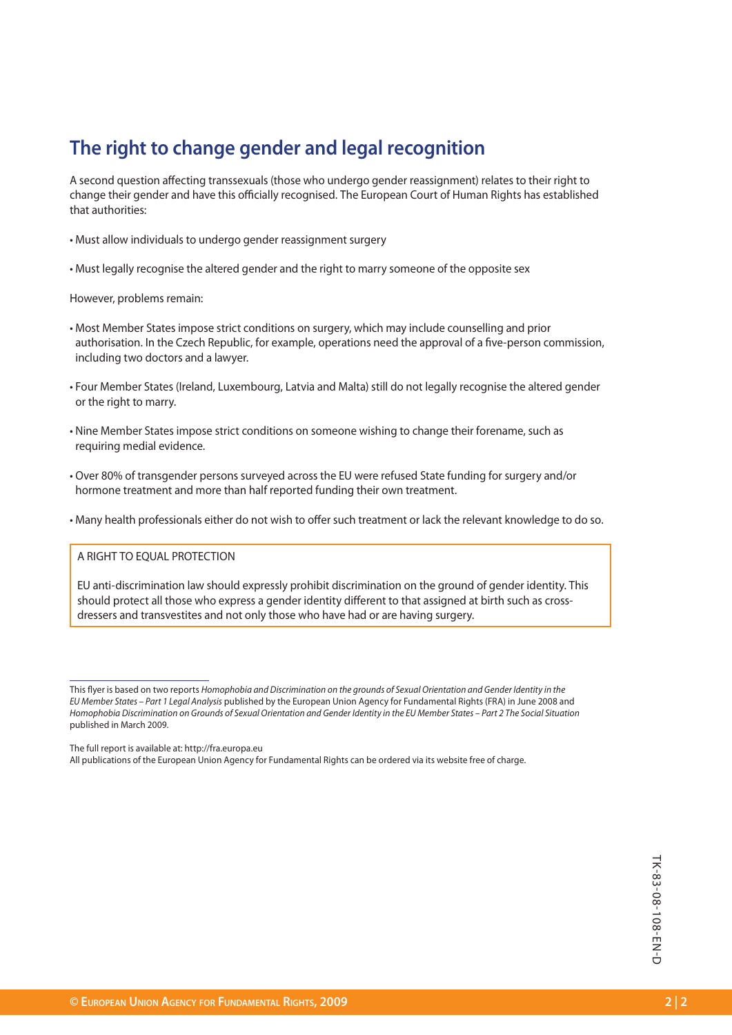## The right to change gender and legal recognition

A second question affecting transsexuals (those who undergo gender reassignment) relates to their right to change their gender and have this officially recognised. The European Court of Human Rights has established that authorities:

- Must allow individuals to undergo gender reassignment surgery
- Must legally recognise the altered gender and the right to marry someone of the opposite sex

However, problems remain:

- Most Member States impose strict conditions on surgery, which may include counselling and prior authorisation. In the Czech Republic, for example, operations need the approval of a five-person commission, including two doctors and a lawyer.
- Four Member States (Ireland, Luxembourg, Latvia and Malta) still do not legally recognise the altered gender or the right to marry.
- Nine Member States impose strict conditions on someone wishing to change their forename, such as requiring medial evidence.
- Over 80% of transgender persons surveyed across the EU were refused State funding for surgery and/or hormone treatment and more than half reported funding their own treatment.
- Many health professionals either do not wish to offer such treatment or lack the relevant knowledge to do so.

A RIGHT TO EQUAL PROTECTION

EU anti-discrimination law should expressly prohibit discrimination on the ground of gender identity. This should protect all those who express a gender identity different to that assigned at birth such as cross-dressers and transvestites and not only those who have had or are having surgery.

---

This flyer is based on two reports *Homophobia and Discrimination on the grounds of Sexual Orientation and Gender Identity in the EU Member States – Part 1 Legal Analysis* published by the European Union Agency for Fundamental Rights (FRA) in June 2008 and *Homophobia Discrimination on Grounds of Sexual Orientation and Gender Identity in the EU Member States – Part 2 The Social Situation* published in March 2009.

The full report is available at: http://fra.europa.eu
All publications of the European Union Agency for Fundamental Rights can be ordered via its website free of charge.

TK-83-08-108-EN-D

© European Union Agency for Fundamental Rights, 2009